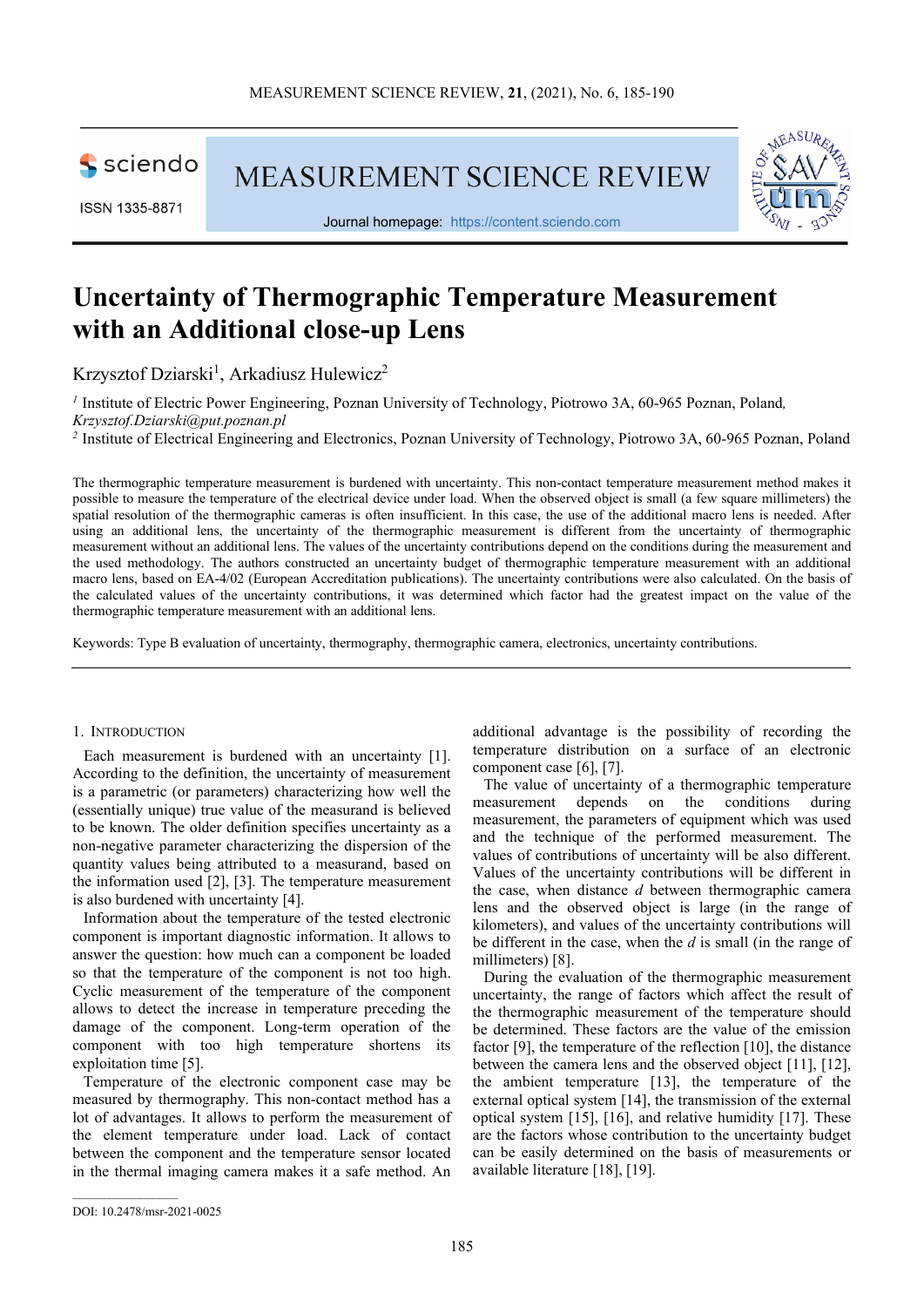# Uncertainty of Thermographic Temperature Measurement with an Additional close-up Lens

Krzysztof Dziarski[1], Arkadiusz Hulewicz[2]

[1] Institute of Electric Power Engineering, Poznan University of Technology, Piotrowo 3A, 60-965 Poznan, Poland, *Krzysztof.Dziarski@put.poznan.pl*

[2] Institute of Electrical Engineering and Electronics, Poznan University of Technology, Piotrowo 3A, 60-965 Poznan, Poland

The thermographic temperature measurement is burdened with uncertainty. This non-contact temperature measurement method makes it possible to measure the temperature of the electrical device under load. When the observed object is small (a few square millimeters) the spatial resolution of the thermographic cameras is often insufficient. In this case, the use of the additional macro lens is needed. After using an additional lens, the uncertainty of the thermographic measurement is different from the uncertainty of thermographic measurement without an additional lens. The values of the uncertainty contributions depend on the conditions during the measurement and the used methodology. The authors constructed an uncertainty budget of thermographic temperature measurement with an additional macro lens, based on EA-4/02 (European Accreditation publications). The uncertainty contributions were also calculated. On the basis of the calculated values of the uncertainty contributions, it was determined which factor had the greatest impact on the value of the thermographic temperature measurement with an additional lens.

Keywords: Type B evaluation of uncertainty, thermography, thermographic camera, electronics, uncertainty contributions.

## 1. Introduction

Each measurement is burdened with an uncertainty [1]. According to the definition, the uncertainty of measurement is a parametric (or parameters) characterizing how well the (essentially unique) true value of the measurand is believed to be known. The older definition specifies uncertainty as a non-negative parameter characterizing the dispersion of the quantity values being attributed to a measurand, based on the information used [2], [3]. The temperature measurement is also burdened with uncertainty [4].

Information about the temperature of the tested electronic component is important diagnostic information. It allows to answer the question: how much can a component be loaded so that the temperature of the component is not too high. Cyclic measurement of the temperature of the component allows to detect the increase in temperature preceding the damage of the component. Long-term operation of the component with too high temperature shortens its exploitation time [5].

Temperature of the electronic component case may be measured by thermography. This non-contact method has a lot of advantages. It allows to perform the measurement of the element temperature under load. Lack of contact between the component and the temperature sensor located in the thermal imaging camera makes it a safe method. An additional advantage is the possibility of recording the temperature distribution on a surface of an electronic component case [6], [7].

The value of uncertainty of a thermographic temperature measurement depends on the conditions during measurement, the parameters of equipment which was used and the technique of the performed measurement. The values of contributions of uncertainty will be also different. Values of the uncertainty contributions will be different in the case, when distance $d$ between thermographic camera lens and the observed object is large (in the range of kilometers), and values of the uncertainty contributions will be different in the case, when the $d$ is small (in the range of millimeters) [8].

During the evaluation of the thermographic measurement uncertainty, the range of factors which affect the result of the thermographic measurement of the temperature should be determined. These factors are the value of the emission factor [9], the temperature of the reflection [10], the distance between the camera lens and the observed object [11], [12], the ambient temperature [13], the temperature of the external optical system [14], the transmission of the external optical system [15], [16], and relative humidity [17]. These are the factors whose contribution to the uncertainty budget can be easily determined on the basis of measurements or available literature [18], [19].

DOI: 10.2478/msr-2021-0025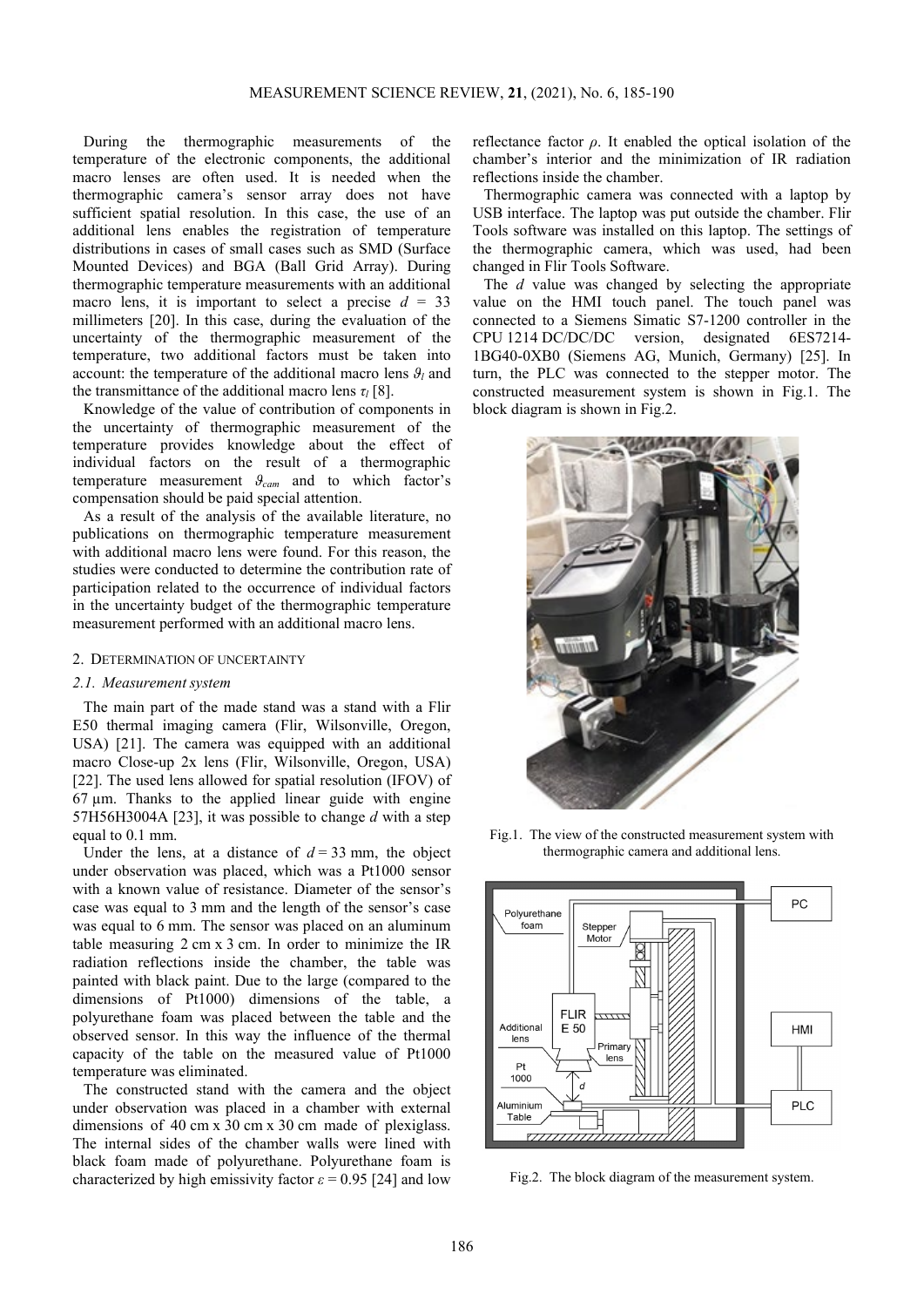During the thermographic measurements of the temperature of the electronic components, the additional macro lenses are often used. It is needed when the thermographic camera's sensor array does not have sufficient spatial resolution. In this case, the use of an additional lens enables the registration of temperature distributions in cases of small cases such as SMD (Surface Mounted Devices) and BGA (Ball Grid Array). During thermographic temperature measurements with an additional macro lens, it is important to select a precise $d$ = 33 millimeters [20]. In this case, during the evaluation of the uncertainty of the thermographic measurement of the temperature, two additional factors must be taken into account: the temperature of the additional macro lens $\vartheta_l$ and the transmittance of the additional macro lens $\tau_l$ [8].

Knowledge of the value of contribution of components in the uncertainty of thermographic measurement of the temperature provides knowledge about the effect of individual factors on the result of a thermographic temperature measurement $\vartheta_{cam}$ and to which factor's compensation should be paid special attention.

As a result of the analysis of the available literature, no publications on thermographic temperature measurement with additional macro lens were found. For this reason, the studies were conducted to determine the contribution rate of participation related to the occurrence of individual factors in the uncertainty budget of the thermographic temperature measurement performed with an additional macro lens.

## 2. Determination of uncertainty

### 2.1. Measurement system

The main part of the made stand was a stand with a Flir E50 thermal imaging camera (Flir, Wilsonville, Oregon, USA) [21]. The camera was equipped with an additional macro Close-up 2x lens (Flir, Wilsonville, Oregon, USA) [22]. The used lens allowed for spatial resolution (IFOV) of 67 μm. Thanks to the applied linear guide with engine 57H56H3004A [23], it was possible to change $d$ with a step equal to 0.1 mm.

Under the lens, at a distance of $d$ = 33 mm, the object under observation was placed, which was a Pt1000 sensor with a known value of resistance. Diameter of the sensor's case was equal to 3 mm and the length of the sensor's case was equal to 6 mm. The sensor was placed on an aluminum table measuring 2 cm x 3 cm. In order to minimize the IR radiation reflections inside the chamber, the table was painted with black paint. Due to the large (compared to the dimensions of Pt1000) dimensions of the table, a polyurethane foam was placed between the table and the observed sensor. In this way the influence of the thermal capacity of the table on the measured value of Pt1000 temperature was eliminated.

The constructed stand with the camera and the object under observation was placed in a chamber with external dimensions of 40 cm x 30 cm x 30 cm made of plexiglass. The internal sides of the chamber walls were lined with black foam made of polyurethane. Polyurethane foam is characterized by high emissivity factor $\varepsilon$ = 0.95 [24] and low reflectance factor $\rho$. It enabled the optical isolation of the chamber's interior and the minimization of IR radiation reflections inside the chamber.

Thermographic camera was connected with a laptop by USB interface. The laptop was put outside the chamber. Flir Tools software was installed on this laptop. The settings of the thermographic camera, which was used, had been changed in Flir Tools Software.

The $d$ value was changed by selecting the appropriate value on the HMI touch panel. The touch panel was connected to a Siemens Simatic S7-1200 controller in the CPU 1214 DC/DC/DC version, designated 6ES7214-1BG40-0XB0 (Siemens AG, Munich, Germany) [25]. In turn, the PLC was connected to the stepper motor. The constructed measurement system is shown in Fig.1. The block diagram is shown in Fig.2.

Fig.1. The view of the constructed measurement system with thermographic camera and additional lens.

Fig.2. The block diagram of the measurement system.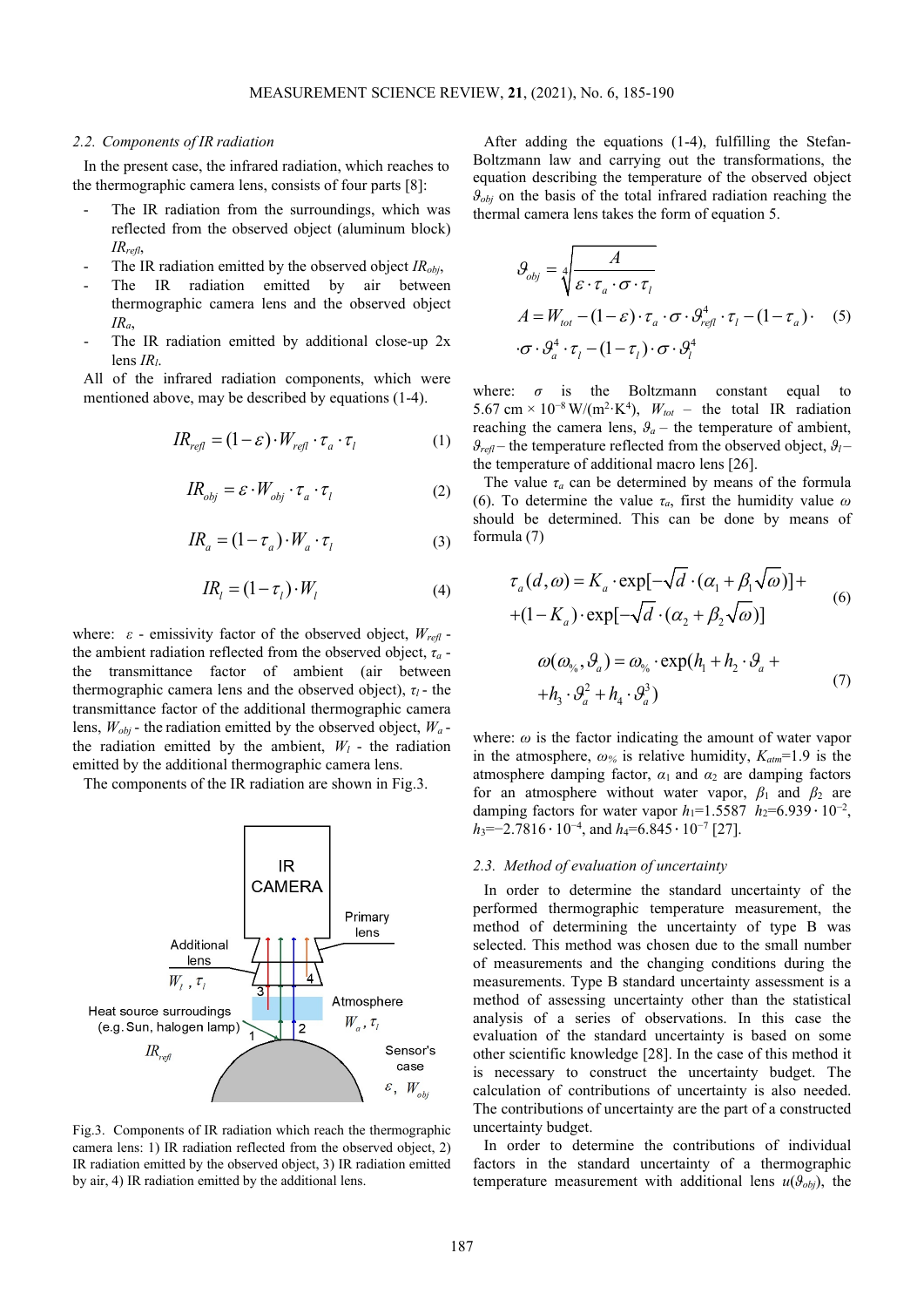### 2.2. Components of IR radiation

In the present case, the infrared radiation, which reaches to the thermographic camera lens, consists of four parts [8]:

- The IR radiation from the surroundings, which was reflected from the observed object (aluminum block) $IR_{refl}$,
- The IR radiation emitted by the observed object $IR_{obj}$,
- The IR radiation emitted by air between thermographic camera lens and the observed object $IR_a$,
- The IR radiation emitted by additional close-up 2x lens $IR_l$.

All of the infrared radiation components, which were mentioned above, may be described by equations (1-4).

$$IR_{refl} = (1-\varepsilon)\cdot W_{refl}\cdot \tau_a \cdot \tau_l \tag{1}$$

$$IR_{obj} = \varepsilon \cdot W_{obj}\cdot \tau_a \cdot \tau_l \tag{2}$$

$$IR_a = (1-\tau_a)\cdot W_a \cdot \tau_l \tag{3}$$

$$IR_l = (1-\tau_l)\cdot W_l \tag{4}$$

where: $\varepsilon$ - emissivity factor of the observed object, $W_{refl}$ - the ambient radiation reflected from the observed object, $\tau_a$ - the transmittance factor of ambient (air between thermographic camera lens and the observed object), $\tau_l$ - the transmittance factor of the additional thermographic camera lens, $W_{obj}$ - the radiation emitted by the observed object, $W_a$ - the radiation emitted by the ambient, $W_l$ - the radiation emitted by the additional thermographic camera lens.

The components of the IR radiation are shown in Fig.3.

Fig.3. Components of IR radiation which reach the thermographic camera lens: 1) IR radiation reflected from the observed object, 2) IR radiation emitted by the observed object, 3) IR radiation emitted by air, 4) IR radiation emitted by the additional lens.

After adding the equations (1-4), fulfilling the Stefan-Boltzmann law and carrying out the transformations, the equation describing the temperature of the observed object $\vartheta_{obj}$ on the basis of the total infrared radiation reaching the thermal camera lens takes the form of equation 5.

$$\vartheta_{obj} = \sqrt[4]{\frac{A}{\varepsilon\cdot\tau_a\cdot\sigma\cdot\tau_l}}$$
$$A = W_{tot} - (1-\varepsilon)\cdot\tau_a\cdot\sigma\cdot\vartheta_{refl}^4\cdot\tau_l - (1-\tau_a)\cdot \tag{5}$$
$$\cdot\sigma\cdot\vartheta_a^4\cdot\tau_l - (1-\tau_l)\cdot\sigma\cdot\vartheta_l^4$$

where: $\sigma$ is the Boltzmann constant equal to 5.67 cm × $10^{-8}$ W/(m$^2$·K$^4$), $W_{tot}$ – the total IR radiation reaching the camera lens, $\vartheta_a$ – the temperature of ambient, $\vartheta_{refl}$ – the temperature reflected from the observed object, $\vartheta_l$ – the temperature of additional macro lens [26].

The value $\tau_a$ can be determined by means of the formula (6). To determine the value $\tau_a$, first the humidity value $\omega$ should be determined. This can be done by means of formula (7)

$$\tau_a(d,\omega) = K_a\cdot\exp[-\sqrt{d}\cdot(\alpha_1+\beta_1\sqrt{\omega})]+$$
$$+(1-K_a)\cdot\exp[-\sqrt{d}\cdot(\alpha_2+\beta_2\sqrt{\omega})] \tag{6}$$

$$\omega(\omega_{\%},\vartheta_a) = \omega_{\%}\cdot\exp(h_1 + h_2\cdot\vartheta_a +$$
$$+h_3\cdot\vartheta_a^2 + h_4\cdot\vartheta_a^3) \tag{7}$$

where: $\omega$ is the factor indicating the amount of water vapor in the atmosphere, $\omega_{\%}$ is relative humidity, $K_{atm}$=1.9 is the atmosphere damping factor, $\alpha_1$ and $\alpha_2$ are damping factors for an atmosphere without water vapor, $\beta_1$ and $\beta_2$ are damping factors for water vapor $h_1$=1.5587 $h_2$=6.939 · $10^{-2}$, $h_3$=−2.7816 · $10^{-4}$, and $h_4$=6.845 · $10^{-7}$ [27].

### 2.3. Method of evaluation of uncertainty

In order to determine the standard uncertainty of the performed thermographic temperature measurement, the method of determining the uncertainty of type B was selected. This method was chosen due to the small number of measurements and the changing conditions during the measurements. Type B standard uncertainty assessment is a method of assessing uncertainty other than the statistical analysis of a series of observations. In this case the evaluation of the standard uncertainty is based on some other scientific knowledge [28]. In the case of this method it is necessary to construct the uncertainty budget. The calculation of contributions of uncertainty is also needed. The contributions of uncertainty are the part of a constructed uncertainty budget.

In order to determine the contributions of individual factors in the standard uncertainty of a thermographic temperature measurement with additional lens $u(\vartheta_{obj})$, the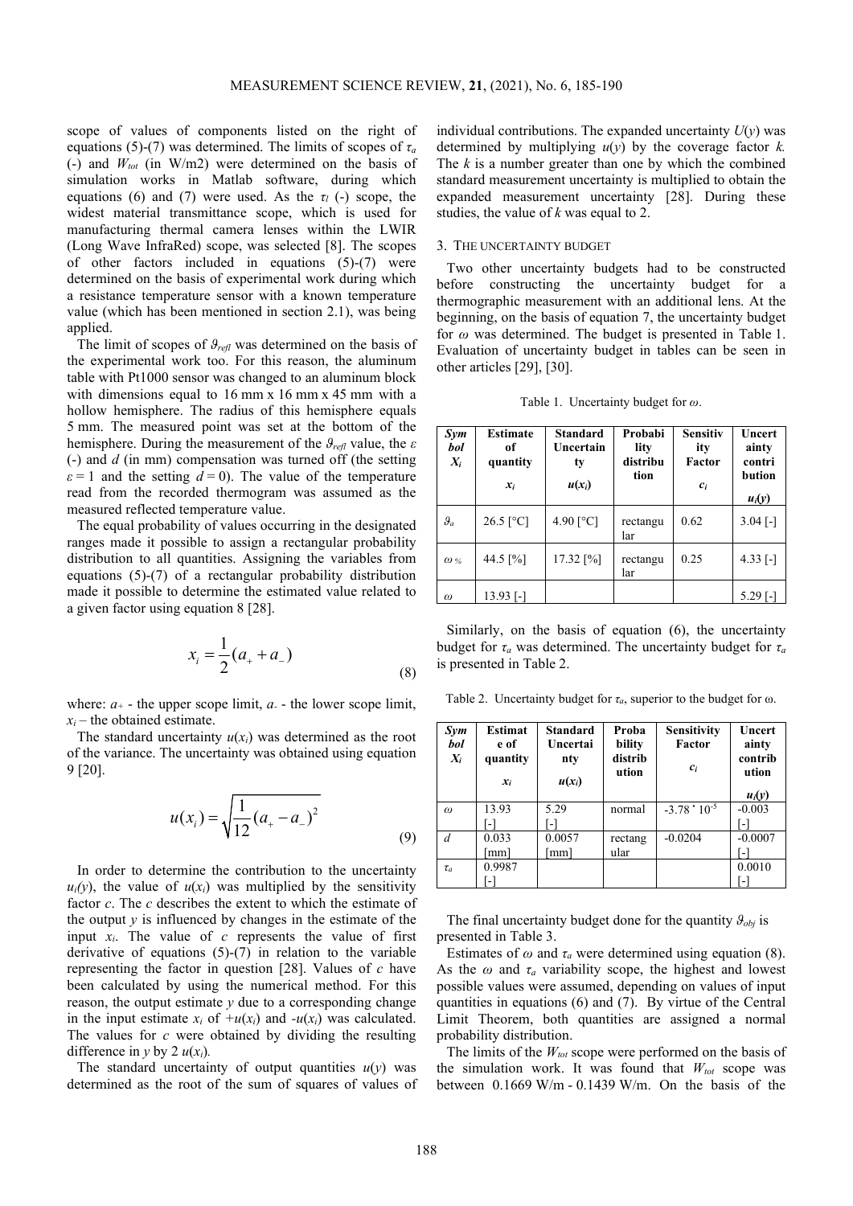scope of values of components listed on the right of equations (5)-(7) was determined. The limits of scopes of $\tau_a$ (-) and $W_{tot}$ (in W/m2) were determined on the basis of simulation works in Matlab software, during which equations (6) and (7) were used. As the $\tau_l$ (-) scope, the widest material transmittance scope, which is used for manufacturing thermal camera lenses within the LWIR (Long Wave InfraRed) scope, was selected [8]. The scopes of other factors included in equations (5)-(7) were determined on the basis of experimental work during which a resistance temperature sensor with a known temperature value (which has been mentioned in section 2.1), was being applied.

The limit of scopes of $\vartheta_{refl}$ was determined on the basis of the experimental work too. For this reason, the aluminum table with Pt1000 sensor was changed to an aluminum block with dimensions equal to 16 mm x 16 mm x 45 mm with a hollow hemisphere. The radius of this hemisphere equals 5 mm. The measured point was set at the bottom of the hemisphere. During the measurement of the $\vartheta_{refl}$ value, the $\varepsilon$ (-) and $d$ (in mm) compensation was turned off (the setting $\varepsilon = 1$ and the setting $d = 0$). The value of the temperature read from the recorded thermogram was assumed as the measured reflected temperature value.

The equal probability of values occurring in the designated ranges made it possible to assign a rectangular probability distribution to all quantities. Assigning the variables from equations (5)-(7) of a rectangular probability distribution made it possible to determine the estimated value related to a given factor using equation 8 [28].

$$x_i = \frac{1}{2}(a_+ + a_-) \tag{8}$$

where: $a_+$ - the upper scope limit, $a_-$ - the lower scope limit, $x_i$ – the obtained estimate.

The standard uncertainty $u(x_i)$ was determined as the root of the variance. The uncertainty was obtained using equation 9 [20].

$$u(x_i) = \sqrt{\frac{1}{12}(a_+ - a_-)^2} \tag{9}$$

In order to determine the contribution to the uncertainty $u_i(y)$, the value of $u(x_i)$ was multiplied by the sensitivity factor $c$. The $c$ describes the extent to which the estimate of the output $y$ is influenced by changes in the estimate of the input $x_i$. The value of $c$ represents the value of first derivative of equations (5)-(7) in relation to the variable representing the factor in question [28]. Values of $c$ have been calculated by using the numerical method. For this reason, the output estimate $y$ due to a corresponding change in the input estimate $x_i$ of $+u(x_i)$ and $-u(x_i)$ was calculated. The values for $c$ were obtained by dividing the resulting difference in $y$ by $2\,u(x_i)$.

The standard uncertainty of output quantities $u(y)$ was determined as the root of the sum of squares of values of individual contributions. The expanded uncertainty $U(y)$ was determined by multiplying $u(y)$ by the coverage factor $k$. The $k$ is a number greater than one by which the combined standard measurement uncertainty is multiplied to obtain the expanded measurement uncertainty [28]. During these studies, the value of $k$ was equal to 2.

## 3. The uncertainty budget

Two other uncertainty budgets had to be constructed before constructing the uncertainty budget for a thermographic measurement with an additional lens. At the beginning, on the basis of equation 7, the uncertainty budget for $\omega$ was determined. The budget is presented in Table 1. Evaluation of uncertainty budget in tables can be seen in other articles [29], [30].

Table 1. Uncertainty budget for $\omega$.

| Symbol $X_i$ | Estimate of quantity $x_i$ | Standard Uncertainty $u(x_i)$ | Probability distribution | Sensitivity Factor $c_i$ | Uncertainty contribution $u_i(y)$ |
|---|---|---|---|---|---|
| $\vartheta_a$ | 26.5 [°C] | 4.90 [°C] | rectangular | 0.62 | 3.04 [-] |
| $\omega_{\%}$ | 44.5 [%] | 17.32 [%] | rectangular | 0.25 | 4.33 [-] |
| $\omega$ | 13.93 [-] | | | | 5.29 [-] |

Similarly, on the basis of equation (6), the uncertainty budget for $\tau_a$ was determined. The uncertainty budget for $\tau_a$ is presented in Table 2.

Table 2. Uncertainty budget for $\tau_a$, superior to the budget for ω.

| Symbol $X_i$ | Estimate of quantity $x_i$ | Standard Uncertainty $u(x_i)$ | Probability distribution | Sensitivity Factor $c_i$ | Uncertainty contribution $u_i(y)$ |
|---|---|---|---|---|---|
| $\omega$ | 13.93 [-] | 5.29 [-] | normal | $-3.78 \cdot 10^{-5}$ | -0.003 [-] |
| $d$ | 0.033 [mm] | 0.0057 [mm] | rectangular | -0.0204 | -0.0007 [-] |
| $\tau_a$ | 0.9987 [-] | | | | 0.0010 [-] |

The final uncertainty budget done for the quantity $\vartheta_{obj}$ is presented in Table 3.

Estimates of $\omega$ and $\tau_a$ were determined using equation (8). As the $\omega$ and $\tau_a$ variability scope, the highest and lowest possible values were assumed, depending on values of input quantities in equations (6) and (7). By virtue of the Central Limit Theorem, both quantities are assigned a normal probability distribution.

The limits of the $W_{tot}$ scope were performed on the basis of the simulation work. It was found that $W_{tot}$ scope was between 0.1669 W/m - 0.1439 W/m. On the basis of the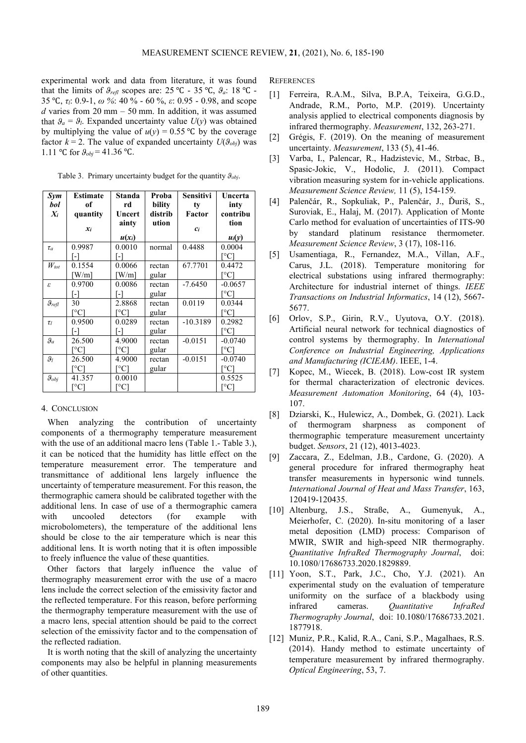experimental work and data from literature, it was found that the limits of $\vartheta_{refl}$ scopes are: 25 ℃ - 35 ℃, $\vartheta_a$: 18 ℃ - 35 ℃, $\tau_l$: 0.9-1, $\omega$ %: 40 % - 60 %, $\varepsilon$: 0.95 - 0.98, and scope $d$ varies from 20 mm – 50 mm. In addition, it was assumed that $\vartheta_a = \vartheta_l$. Expanded uncertainty value $U(y)$ was obtained by multiplying the value of $u(y)$ = 0.55 ℃ by the coverage factor $k = 2$. The value of expanded uncertainty $U(\vartheta_{obj})$ was 1.11 ℃ for $\vartheta_{obj}$ = 41.36 ℃.

Table 3. Primary uncertainty budget for the quantity $\vartheta_{obj}$.

| *Symbol* $X_i$ | **Estimate of quantity** $x_i$ | **Standard Uncertainty** $u(x_i)$ | **Probability distribution** | **Sensitivity Factor** $c_i$ | **Uncertainty contribution** $u_i(y)$ |
|---|---|---|---|---|---|
| $\tau_a$ | 0.9987 [-] | 0.0010 [-] | normal | 0.4488 | 0.0004 [°C] |
| $W_{tot}$ | 0.1554 [W/m] | 0.0066 [W/m] | rectangular | 67.7701 | 0.4472 [°C] |
| $\varepsilon$ | 0.9700 [-] | 0.0086 [-] | rectangular | -7.6450 | -0.0657 [°C] |
| $\vartheta_{refl}$ | 30 [°C] | 2.8868 [°C] | rectangular | 0.0119 | 0.0344 [°C] |
| $\tau_l$ | 0.9500 [-] | 0.0289 [-] | rectangular | -10.3189 | 0.2982 [°C] |
| $\vartheta_a$ | 26.500 [°C] | 4.9000 [°C] | rectangular | -0.0151 | -0.0740 [°C] |
| $\vartheta_l$ | 26.500 [°C] | 4.9000 [°C] | rectangular | -0.0151 | -0.0740 [°C] |
| $\vartheta_{obj}$ | 41.357 [°C] | 0.0010 [°C] | | | 0.5525 [°C] |

## 4. CONCLUSION

When analyzing the contribution of uncertainty components of a thermography temperature measurement with the use of an additional macro lens (Table 1.- Table 3.), it can be noticed that the humidity has little effect on the temperature measurement error. The temperature and transmittance of additional lens largely influence the uncertainty of temperature measurement. For this reason, the thermographic camera should be calibrated together with the additional lens. In case of use of a thermographic camera with uncooled detectors (for example with microbolometers), the temperature of the additional lens should be close to the air temperature which is near this additional lens. It is worth noting that it is often impossible to freely influence the value of these quantities.

Other factors that largely influence the value of thermography measurement error with the use of a macro lens include the correct selection of the emissivity factor and the reflected temperature. For this reason, before performing the thermography temperature measurement with the use of a macro lens, special attention should be paid to the correct selection of the emissivity factor and to the compensation of the reflected radiation.

It is worth noting that the skill of analyzing the uncertainty components may also be helpful in planning measurements of other quantities.

## REFERENCES

[1] Ferreira, R.A.M., Silva, B.P.A, Teixeira, G.G.D., Andrade, R.M., Porto, M.P. (2019). Uncertainty analysis applied to electrical components diagnosis by infrared thermography. *Measurement*, 132, 263-271.

[2] Grégis, F. (2019). On the meaning of measurement uncertainty. *Measurement*, 133 (5), 41-46.

[3] Varba, I., Palencar, R., Hadzistevic, M., Strbac, B., Spasic-Jokic, V., Hodolic, J. (2011). Compact vibration measuring system for in-vehicle applications. *Measurement Science Review,* 11 (5), 154-159.

[4] Palenčár, R., Sopkuliak, P., Palenčár, J., Ďuriš, S., Suroviak, E., Halaj, M. (2017). Application of Monte Carlo method for evaluation of uncertainties of ITS-90 by standard platinum resistance thermometer. *Measurement Science Review*, 3 (17), 108-116.

[5] Usamentiaga, R., Fernandez, M.A., Villan, A.F., Carus, J.L. (2018). Temperature monitoring for electrical substations using infrared thermography: Architecture for industrial internet of things. *IEEE Transactions on Industrial Informatics*, 14 (12), 5667-5677.

[6] Orlov, S.P., Girin, R.V., Uyutova, O.Y. (2018). Artificial neural network for technical diagnostics of control systems by thermography. In *International Conference on Industrial Engineering, Applications and Manufacturing (ICIEAM)*. IEEE, 1-4.

[7] Kopec, M., Wiecek, B. (2018). Low-cost IR system for thermal characterization of electronic devices. *Measurement Automation Monitoring*, 64 (4), 103-107.

[8] Dziarski, K., Hulewicz, A., Dombek, G. (2021). Lack of thermogram sharpness as component of thermographic temperature measurement uncertainty budget. *Sensors*, 21 (12), 4013-4023.

[9] Zaccara, Z., Edelman, J.B., Cardone, G. (2020). A general procedure for infrared thermography heat transfer measurements in hypersonic wind tunnels. *International Journal of Heat and Mass Transfer*, 163, 120419-120435.

[10] Altenburg, J.S., Straße, A., Gumenyuk, A., Meierhofer, C. (2020). In-situ monitoring of a laser metal deposition (LMD) process: Comparison of MWIR, SWIR and high-speed NIR thermography. *Quantitative InfraRed Thermography Journal*, doi: 10.1080/17686733.2020.1829889.

[11] Yoon, S.T., Park, J.C., Cho, Y.J. (2021). An experimental study on the evaluation of temperature uniformity on the surface of a blackbody using infrared cameras. *Quantitative InfraRed Thermography Journal*, doi: 10.1080/17686733.2021.1877918.

[12] Muniz, P.R., Kalid, R.A., Cani, S.P., Magalhaes, R.S. (2014). Handy method to estimate uncertainty of temperature measurement by infrared thermography. *Optical Engineering*, 53, 7.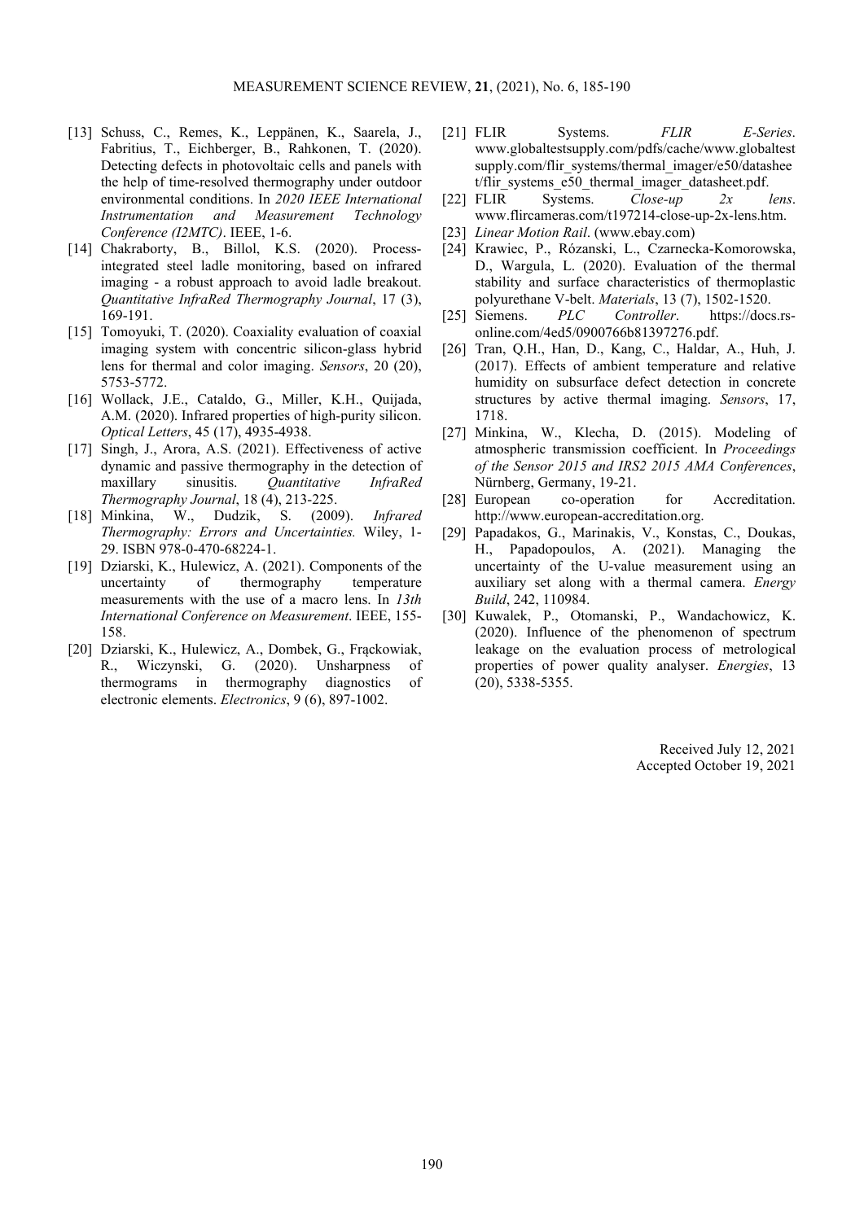[13] Schuss, C., Remes, K., Leppänen, K., Saarela, J., Fabritius, T., Eichberger, B., Rahkonen, T. (2020). Detecting defects in photovoltaic cells and panels with the help of time-resolved thermography under outdoor environmental conditions. In *2020 IEEE International Instrumentation and Measurement Technology Conference (I2MTC)*. IEEE, 1-6.

[14] Chakraborty, B., Billol, K.S. (2020). Process-integrated steel ladle monitoring, based on infrared imaging - a robust approach to avoid ladle breakout. *Quantitative InfraRed Thermography Journal*, 17 (3), 169-191.

[15] Tomoyuki, T. (2020). Coaxiality evaluation of coaxial imaging system with concentric silicon-glass hybrid lens for thermal and color imaging. *Sensors*, 20 (20), 5753-5772.

[16] Wollack, J.E., Cataldo, G., Miller, K.H., Quijada, A.M. (2020). Infrared properties of high-purity silicon. *Optical Letters*, 45 (17), 4935-4938.

[17] Singh, J., Arora, A.S. (2021). Effectiveness of active dynamic and passive thermography in the detection of maxillary sinusitis. *Quantitative InfraRed Thermography Journal*, 18 (4), 213-225.

[18] Minkina, W., Dudzik, S. (2009). *Infrared Thermography: Errors and Uncertainties.* Wiley, 1-29. ISBN 978-0-470-68224-1.

[19] Dziarski, K., Hulewicz, A. (2021). Components of the uncertainty of thermography temperature measurements with the use of a macro lens. In *13th International Conference on Measurement*. IEEE, 155-158.

[20] Dziarski, K., Hulewicz, A., Dombek, G., Frąckowiak, R., Wiczynski, G. (2020). Unsharpness of thermograms in thermography diagnostics of electronic elements. *Electronics*, 9 (6), 897-1002.

[21] FLIR Systems. *FLIR E-Series*. www.globaltestsupply.com/pdfs/cache/www.globaltestsupply.com/flir_systems/thermal_imager/e50/datasheet/flir_systems_e50_thermal_imager_datasheet.pdf.

[22] FLIR Systems. *Close-up 2x lens*. www.flircameras.com/t197214-close-up-2x-lens.htm.

[23] *Linear Motion Rail*. (www.ebay.com)

[24] Krawiec, P., Rózanski, L., Czarnecka-Komorowska, D., Wargula, L. (2020). Evaluation of the thermal stability and surface characteristics of thermoplastic polyurethane V-belt. *Materials*, 13 (7), 1502-1520.

[25] Siemens. *PLC Controller*. https://docs.rs-online.com/4ed5/0900766b81397276.pdf.

[26] Tran, Q.H., Han, D., Kang, C., Haldar, A., Huh, J. (2017). Effects of ambient temperature and relative humidity on subsurface defect detection in concrete structures by active thermal imaging. *Sensors*, 17, 1718.

[27] Minkina, W., Klecha, D. (2015). Modeling of atmospheric transmission coefficient. In *Proceedings of the Sensor 2015 and IRS2 2015 AMA Conferences*, Nürnberg, Germany, 19-21.

[28] European co-operation for Accreditation. http://www.european-accreditation.org.

[29] Papadakos, G., Marinakis, V., Konstas, C., Doukas, H., Papadopoulos, A. (2021). Managing the uncertainty of the U-value measurement using an auxiliary set along with a thermal camera. *Energy Build*, 242, 110984.

[30] Kuwalek, P., Otomanski, P., Wandachowicz, K. (2020). Influence of the phenomenon of spectrum leakage on the evaluation process of metrological properties of power quality analyser. *Energies*, 13 (20), 5338-5355.

Received July 12, 2021
Accepted October 19, 2021